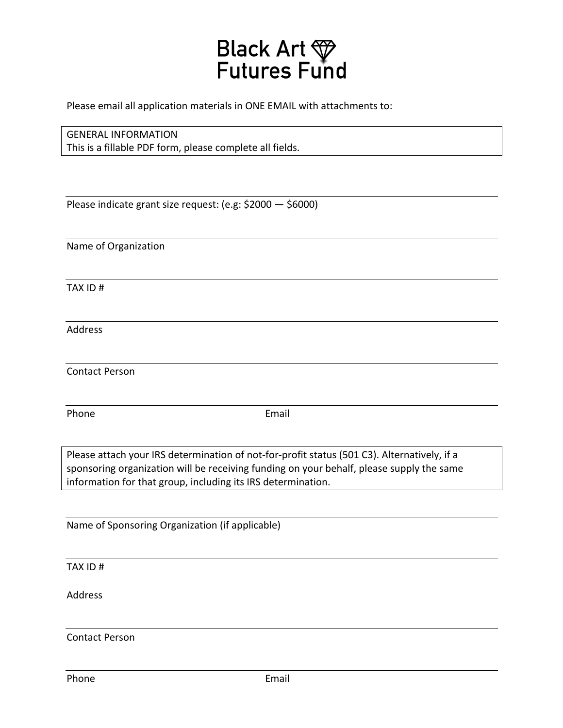# Black Art Futures Fund

Please email all application materials in ONE EMAIL with attachments to:

GENERAL INFORMATION
This is a fillable PDF form, please complete all fields.

Please indicate grant size request: (e.g: $2000 — $6000)

Name of Organization

TAX ID #

Address

Contact Person

Phone Email

Please attach your IRS determination of not-for-profit status (501 C3). Alternatively, if a sponsoring organization will be receiving funding on your behalf, please supply the same information for that group, including its IRS determination.

Name of Sponsoring Organization (if applicable)

TAX ID #

Address

Contact Person

Phone Email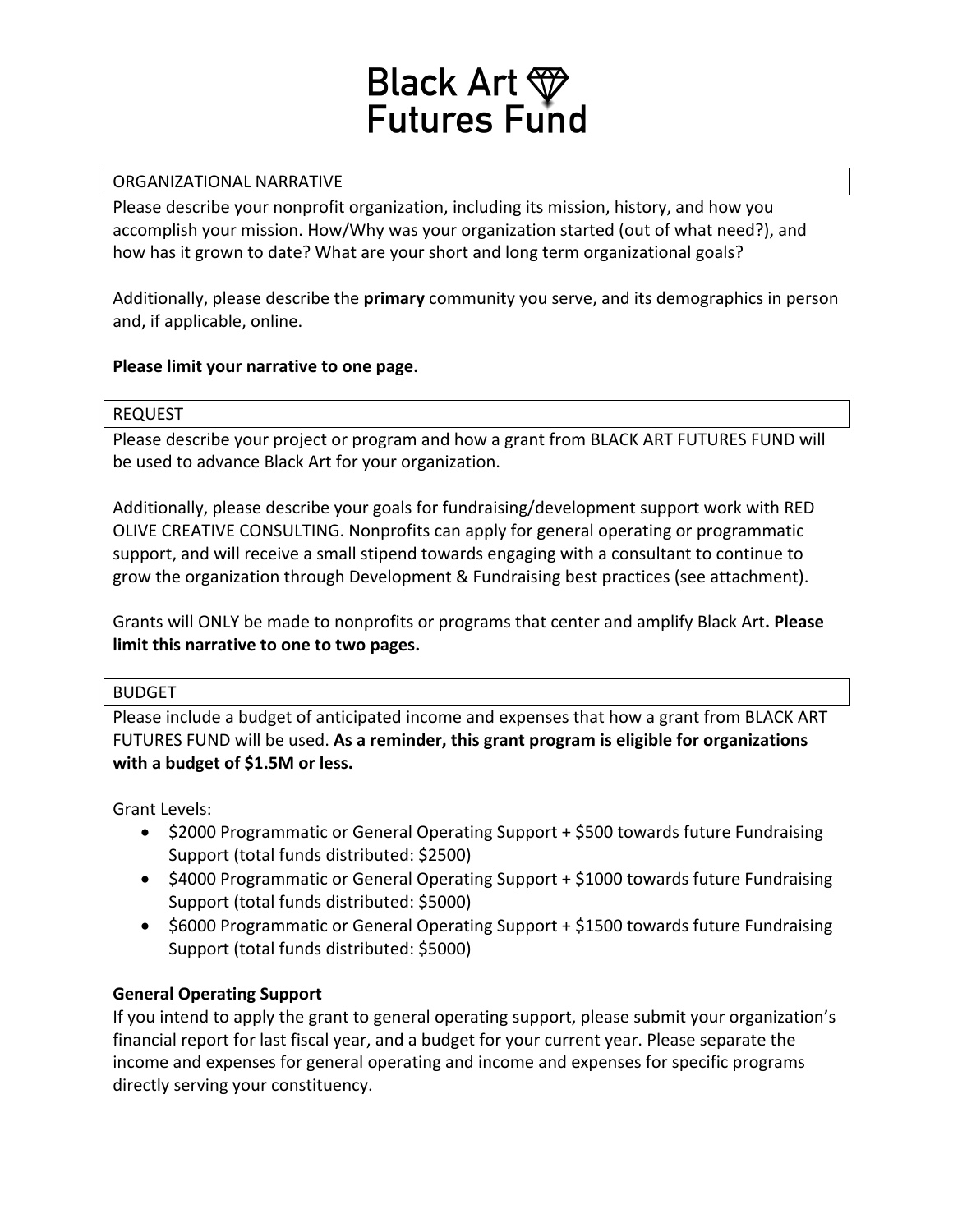# Black Art Futures Fund

## ORGANIZATIONAL NARRATIVE

Please describe your nonprofit organization, including its mission, history, and how you accomplish your mission. How/Why was your organization started (out of what need?), and how has it grown to date? What are your short and long term organizational goals?

Additionally, please describe the **primary** community you serve, and its demographics in person and, if applicable, online.

**Please limit your narrative to one page.**

## REQUEST

Please describe your project or program and how a grant from BLACK ART FUTURES FUND will be used to advance Black Art for your organization.

Additionally, please describe your goals for fundraising/development support work with RED OLIVE CREATIVE CONSULTING. Nonprofits can apply for general operating or programmatic support, and will receive a small stipend towards engaging with a consultant to continue to grow the organization through Development & Fundraising best practices (see attachment).

Grants will ONLY be made to nonprofits or programs that center and amplify Black Art**. Please limit this narrative to one to two pages.**

## BUDGET

Please include a budget of anticipated income and expenses that how a grant from BLACK ART FUTURES FUND will be used. **As a reminder, this grant program is eligible for organizations with a budget of $1.5M or less.**

Grant Levels:

- $2000 Programmatic or General Operating Support + $500 towards future Fundraising Support (total funds distributed: $2500)
- $4000 Programmatic or General Operating Support + $1000 towards future Fundraising Support (total funds distributed: $5000)
- $6000 Programmatic or General Operating Support + $1500 towards future Fundraising Support (total funds distributed: $5000)

**General Operating Support**

If you intend to apply the grant to general operating support, please submit your organization's financial report for last fiscal year, and a budget for your current year. Please separate the income and expenses for general operating and income and expenses for specific programs directly serving your constituency.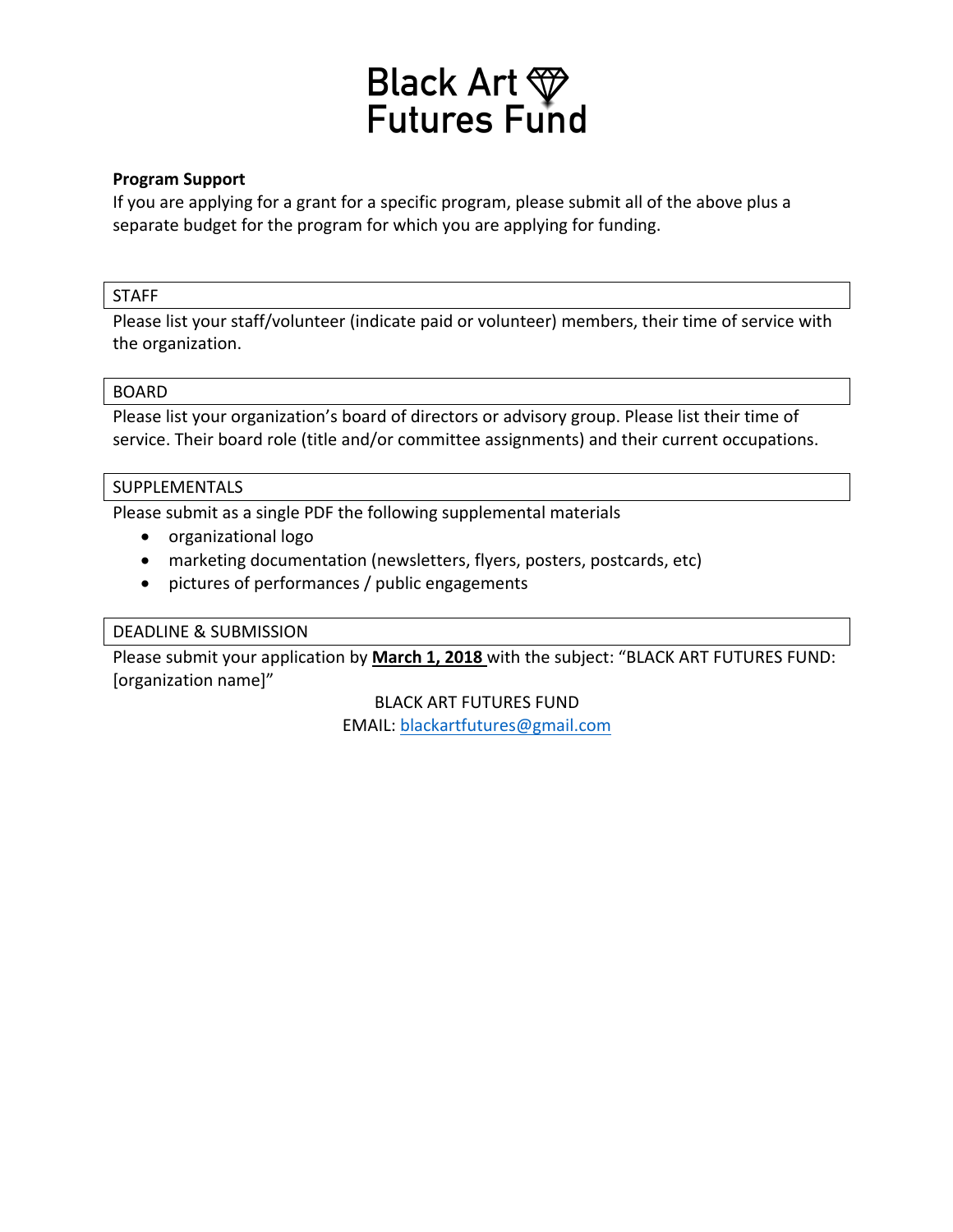# Black Art Futures Fund

**Program Support**

If you are applying for a grant for a specific program, please submit all of the above plus a separate budget for the program for which you are applying for funding.

## STAFF

Please list your staff/volunteer (indicate paid or volunteer) members, their time of service with the organization.

## BOARD

Please list your organization's board of directors or advisory group. Please list their time of service. Their board role (title and/or committee assignments) and their current occupations.

## SUPPLEMENTALS

Please submit as a single PDF the following supplemental materials

- organizational logo
- marketing documentation (newsletters, flyers, posters, postcards, etc)
- pictures of performances / public engagements

## DEADLINE & SUBMISSION

Please submit your application by **March 1, 2018** with the subject: "BLACK ART FUTURES FUND: [organization name]"

BLACK ART FUTURES FUND
EMAIL: blackartfutures@gmail.com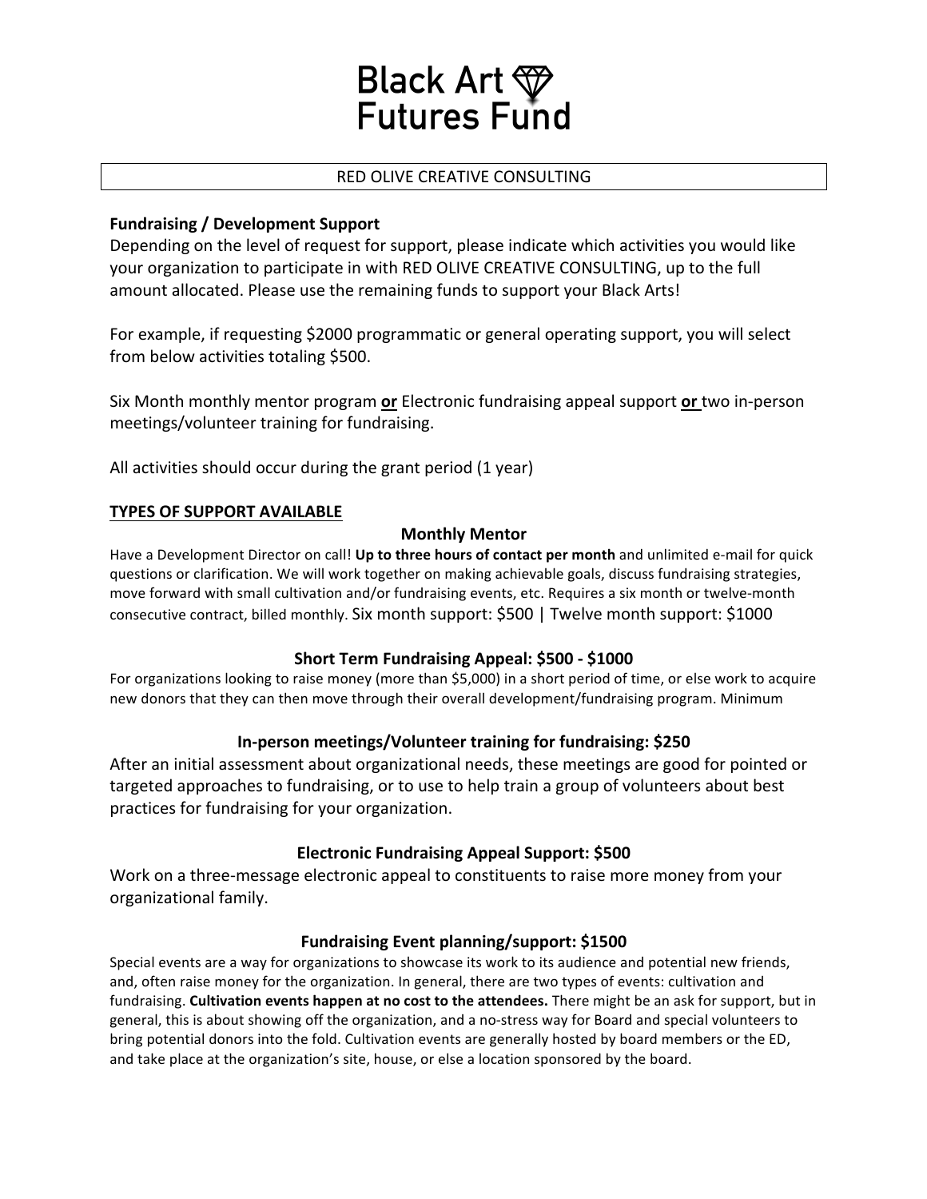# Black Art Futures Fund

RED OLIVE CREATIVE CONSULTING

**Fundraising / Development Support**

Depending on the level of request for support, please indicate which activities you would like your organization to participate in with RED OLIVE CREATIVE CONSULTING, up to the full amount allocated. Please use the remaining funds to support your Black Arts!

For example, if requesting $2000 programmatic or general operating support, you will select from below activities totaling $500.

Six Month monthly mentor program **or** Electronic fundraising appeal support **or** two in-person meetings/volunteer training for fundraising.

All activities should occur during the grant period (1 year)

## TYPES OF SUPPORT AVAILABLE

### Monthly Mentor

Have a Development Director on call! **Up to three hours of contact per month** and unlimited e-mail for quick questions or clarification. We will work together on making achievable goals, discuss fundraising strategies, move forward with small cultivation and/or fundraising events, etc. Requires a six month or twelve-month consecutive contract, billed monthly. Six month support: $500 | Twelve month support: $1000

### Short Term Fundraising Appeal: $500 - $1000

For organizations looking to raise money (more than $5,000) in a short period of time, or else work to acquire new donors that they can then move through their overall development/fundraising program. Minimum

### In-person meetings/Volunteer training for fundraising: $250

After an initial assessment about organizational needs, these meetings are good for pointed or targeted approaches to fundraising, or to use to help train a group of volunteers about best practices for fundraising for your organization.

### Electronic Fundraising Appeal Support: $500

Work on a three-message electronic appeal to constituents to raise more money from your organizational family.

### Fundraising Event planning/support: $1500

Special events are a way for organizations to showcase its work to its audience and potential new friends, and, often raise money for the organization. In general, there are two types of events: cultivation and fundraising. **Cultivation events happen at no cost to the attendees.** There might be an ask for support, but in general, this is about showing off the organization, and a no-stress way for Board and special volunteers to bring potential donors into the fold. Cultivation events are generally hosted by board members or the ED, and take place at the organization's site, house, or else a location sponsored by the board.